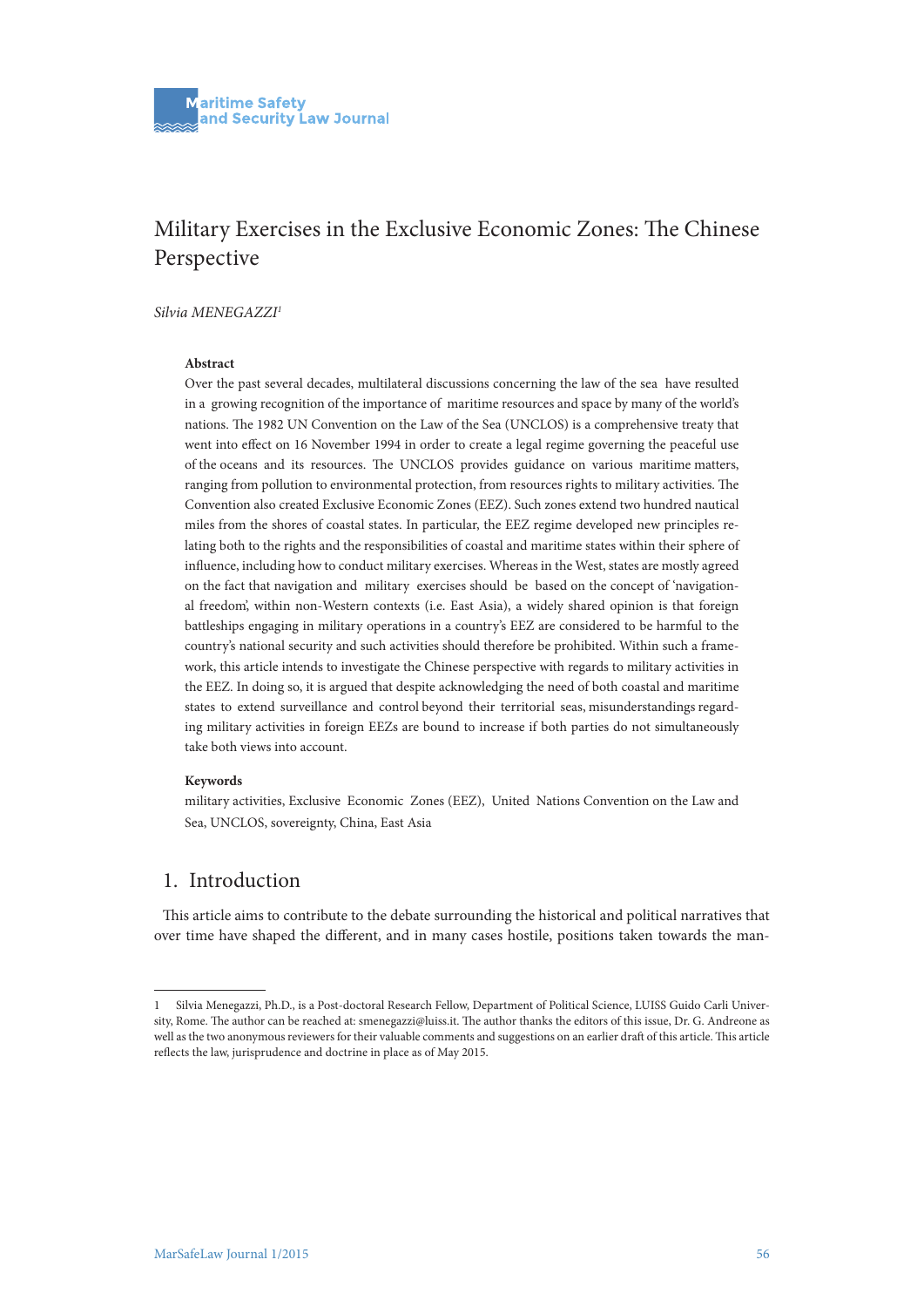# Military Exercises in the Exclusive Economic Zones: The Chinese Perspective

*Silvia MENEGAZZI*[1]

**Abstract**

Over the past several decades, multilateral discussions concerning the law of the sea have resulted in a growing recognition of the importance of maritime resources and space by many of the world's nations. The 1982 UN Convention on the Law of the Sea (UNCLOS) is a comprehensive treaty that went into effect on 16 November 1994 in order to create a legal regime governing the peaceful use of the oceans and its resources. The UNCLOS provides guidance on various maritime matters, ranging from pollution to environmental protection, from resources rights to military activities. The Convention also created Exclusive Economic Zones (EEZ). Such zones extend two hundred nautical miles from the shores of coastal states. In particular, the EEZ regime developed new principles relating both to the rights and the responsibilities of coastal and maritime states within their sphere of influence, including how to conduct military exercises. Whereas in the West, states are mostly agreed on the fact that navigation and military exercises should be based on the concept of 'navigational freedom', within non-Western contexts (i.e. East Asia), a widely shared opinion is that foreign battleships engaging in military operations in a country's EEZ are considered to be harmful to the country's national security and such activities should therefore be prohibited. Within such a framework, this article intends to investigate the Chinese perspective with regards to military activities in the EEZ. In doing so, it is argued that despite acknowledging the need of both coastal and maritime states to extend surveillance and control beyond their territorial seas, misunderstandings regarding military activities in foreign EEZs are bound to increase if both parties do not simultaneously take both views into account.

**Keywords**

military activities, Exclusive Economic Zones (EEZ), United Nations Convention on the Law and Sea, UNCLOS, sovereignty, China, East Asia

## 1. Introduction

This article aims to contribute to the debate surrounding the historical and political narratives that over time have shaped the different, and in many cases hostile, positions taken towards the man-

---

1 Silvia Menegazzi, Ph.D., is a Post-doctoral Research Fellow, Department of Political Science, LUISS Guido Carli University, Rome. The author can be reached at: smenegazzi@luiss.it. The author thanks the editors of this issue, Dr. G. Andreone as well as the two anonymous reviewers for their valuable comments and suggestions on an earlier draft of this article. This article reflects the law, jurisprudence and doctrine in place as of May 2015.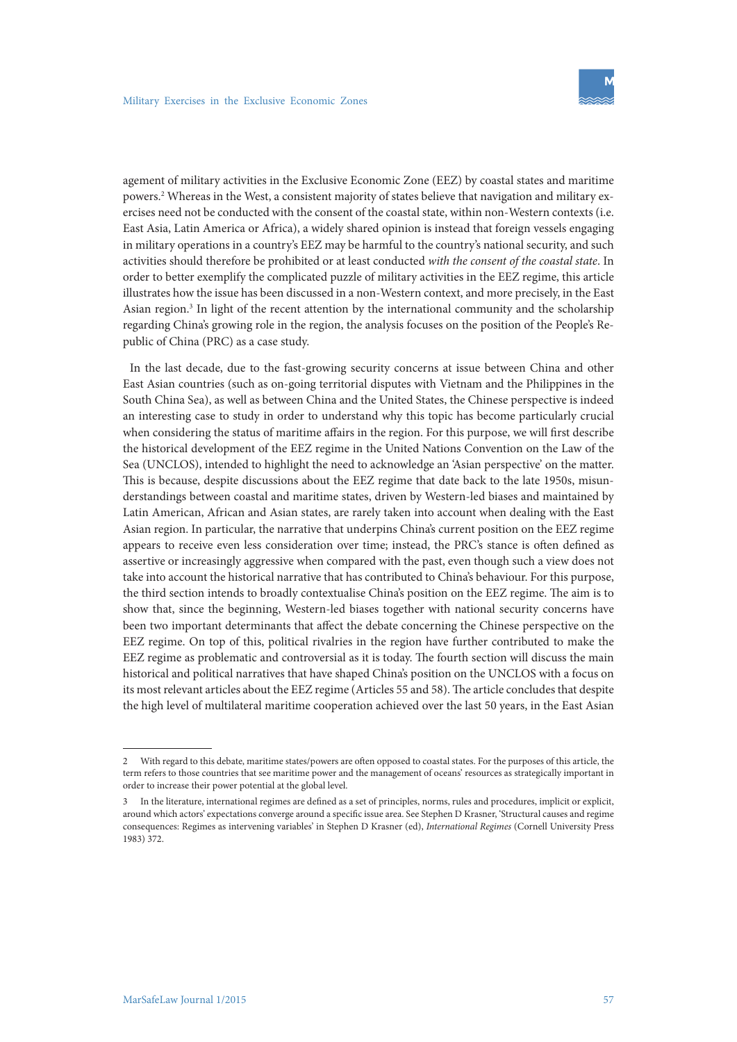agement of military activities in the Exclusive Economic Zone (EEZ) by coastal states and maritime powers.[2] Whereas in the West, a consistent majority of states believe that navigation and military exercises need not be conducted with the consent of the coastal state, within non-Western contexts (i.e. East Asia, Latin America or Africa), a widely shared opinion is instead that foreign vessels engaging in military operations in a country's EEZ may be harmful to the country's national security, and such activities should therefore be prohibited or at least conducted *with the consent of the coastal state*. In order to better exemplify the complicated puzzle of military activities in the EEZ regime, this article illustrates how the issue has been discussed in a non-Western context, and more precisely, in the East Asian region.[3] In light of the recent attention by the international community and the scholarship regarding China's growing role in the region, the analysis focuses on the position of the People's Republic of China (PRC) as a case study.

In the last decade, due to the fast-growing security concerns at issue between China and other East Asian countries (such as on-going territorial disputes with Vietnam and the Philippines in the South China Sea), as well as between China and the United States, the Chinese perspective is indeed an interesting case to study in order to understand why this topic has become particularly crucial when considering the status of maritime affairs in the region. For this purpose, we will first describe the historical development of the EEZ regime in the United Nations Convention on the Law of the Sea (UNCLOS), intended to highlight the need to acknowledge an 'Asian perspective' on the matter. This is because, despite discussions about the EEZ regime that date back to the late 1950s, misunderstandings between coastal and maritime states, driven by Western-led biases and maintained by Latin American, African and Asian states, are rarely taken into account when dealing with the East Asian region. In particular, the narrative that underpins China's current position on the EEZ regime appears to receive even less consideration over time; instead, the PRC's stance is often defined as assertive or increasingly aggressive when compared with the past, even though such a view does not take into account the historical narrative that has contributed to China's behaviour. For this purpose, the third section intends to broadly contextualise China's position on the EEZ regime. The aim is to show that, since the beginning, Western-led biases together with national security concerns have been two important determinants that affect the debate concerning the Chinese perspective on the EEZ regime. On top of this, political rivalries in the region have further contributed to make the EEZ regime as problematic and controversial as it is today. The fourth section will discuss the main historical and political narratives that have shaped China's position on the UNCLOS with a focus on its most relevant articles about the EEZ regime (Articles 55 and 58). The article concludes that despite the high level of multilateral maritime cooperation achieved over the last 50 years, in the East Asian

---

2 With regard to this debate, maritime states/powers are often opposed to coastal states. For the purposes of this article, the term refers to those countries that see maritime power and the management of oceans' resources as strategically important in order to increase their power potential at the global level.

3 In the literature, international regimes are defined as a set of principles, norms, rules and procedures, implicit or explicit, around which actors' expectations converge around a specific issue area. See Stephen D Krasner, 'Structural causes and regime consequences: Regimes as intervening variables' in Stephen D Krasner (ed), *International Regimes* (Cornell University Press 1983) 372.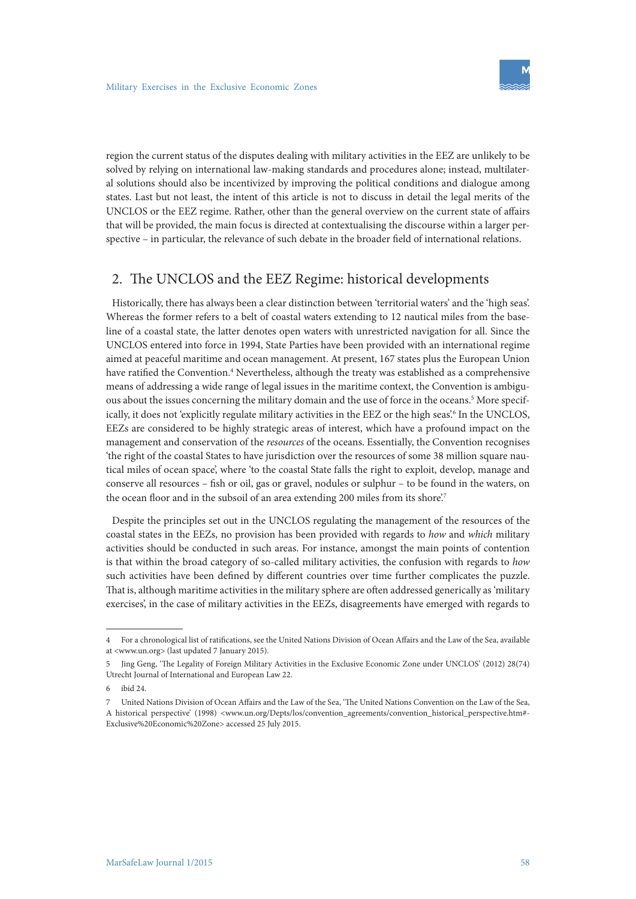region the current status of the disputes dealing with military activities in the EEZ are unlikely to be solved by relying on international law-making standards and procedures alone; instead, multilateral solutions should also be incentivized by improving the political conditions and dialogue among states. Last but not least, the intent of this article is not to discuss in detail the legal merits of the UNCLOS or the EEZ regime. Rather, other than the general overview on the current state of affairs that will be provided, the main focus is directed at contextualising the discourse within a larger perspective – in particular, the relevance of such debate in the broader field of international relations.

## 2. The UNCLOS and the EEZ Regime: historical developments

Historically, there has always been a clear distinction between 'territorial waters' and the 'high seas'. Whereas the former refers to a belt of coastal waters extending to 12 nautical miles from the baseline of a coastal state, the latter denotes open waters with unrestricted navigation for all. Since the UNCLOS entered into force in 1994, State Parties have been provided with an international regime aimed at peaceful maritime and ocean management. At present, 167 states plus the European Union have ratified the Convention.[4] Nevertheless, although the treaty was established as a comprehensive means of addressing a wide range of legal issues in the maritime context, the Convention is ambiguous about the issues concerning the military domain and the use of force in the oceans.[5] More specifically, it does not 'explicitly regulate military activities in the EEZ or the high seas'.[6] In the UNCLOS, EEZs are considered to be highly strategic areas of interest, which have a profound impact on the management and conservation of the *resources* of the oceans. Essentially, the Convention recognises 'the right of the coastal States to have jurisdiction over the resources of some 38 million square nautical miles of ocean space', where 'to the coastal State falls the right to exploit, develop, manage and conserve all resources – fish or oil, gas or gravel, nodules or sulphur – to be found in the waters, on the ocean floor and in the subsoil of an area extending 200 miles from its shore'.[7]

Despite the principles set out in the UNCLOS regulating the management of the resources of the coastal states in the EEZs, no provision has been provided with regards to *how* and *which* military activities should be conducted in such areas. For instance, amongst the main points of contention is that within the broad category of so-called military activities, the confusion with regards to *how* such activities have been defined by different countries over time further complicates the puzzle. That is, although maritime activities in the military sphere are often addressed generically as 'military exercises', in the case of military activities in the EEZs, disagreements have emerged with regards to

---

4 For a chronological list of ratifications, see the United Nations Division of Ocean Affairs and the Law of the Sea, available at <www.un.org> (last updated 7 January 2015).

5 Jing Geng, 'The Legality of Foreign Military Activities in the Exclusive Economic Zone under UNCLOS' (2012) 28(74) Utrecht Journal of International and European Law 22.

6 ibid 24.

7 United Nations Division of Ocean Affairs and the Law of the Sea, 'The United Nations Convention on the Law of the Sea, A historical perspective' (1998) <www.un.org/Depts/los/convention_agreements/convention_historical_perspective.htm#Exclusive%20Economic%20Zone> accessed 25 July 2015.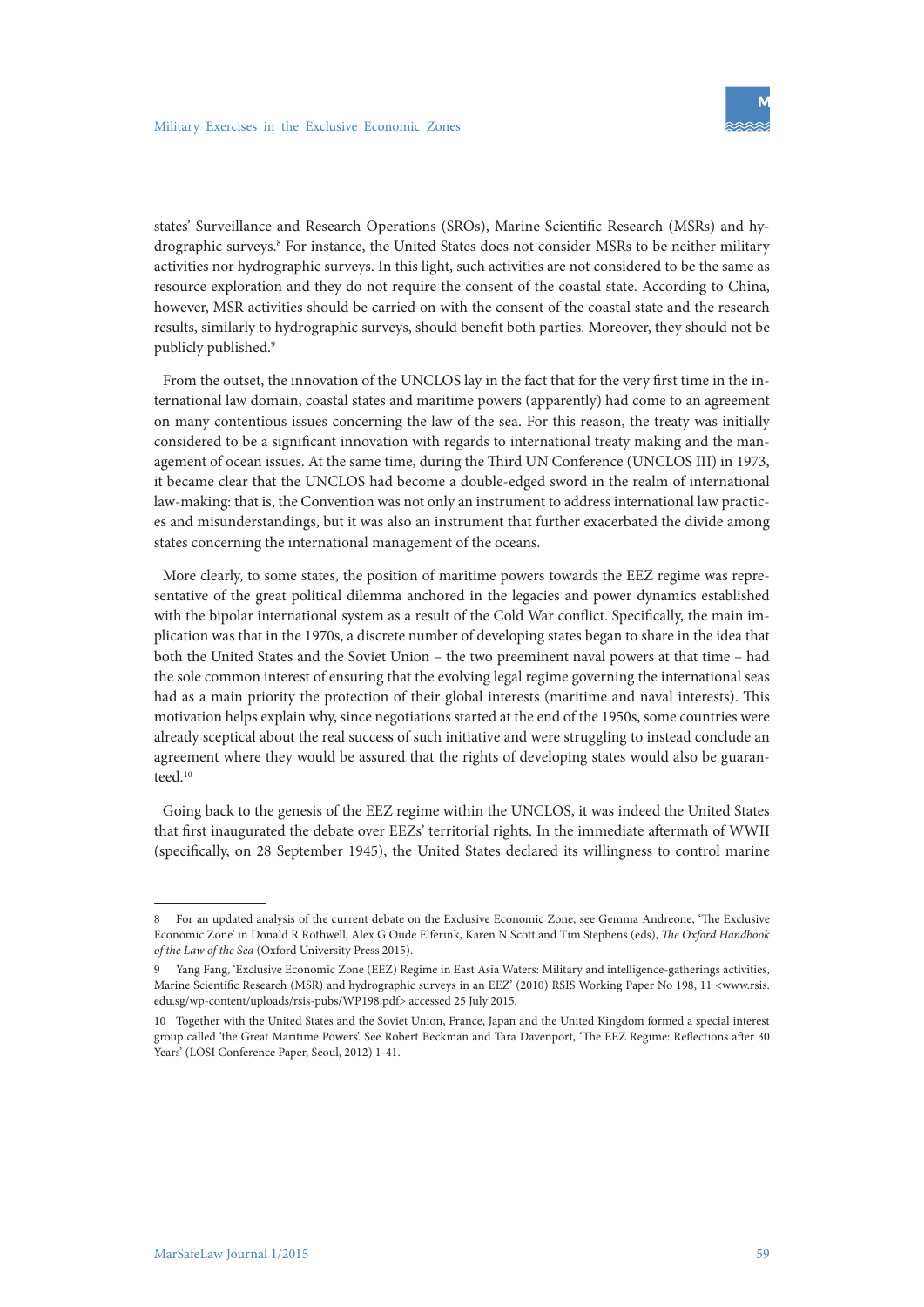states' Surveillance and Research Operations (SROs), Marine Scientific Research (MSRs) and hydrographic surveys.[8] For instance, the United States does not consider MSRs to be neither military activities nor hydrographic surveys. In this light, such activities are not considered to be the same as resource exploration and they do not require the consent of the coastal state. According to China, however, MSR activities should be carried on with the consent of the coastal state and the research results, similarly to hydrographic surveys, should benefit both parties. Moreover, they should not be publicly published.[9]

From the outset, the innovation of the UNCLOS lay in the fact that for the very first time in the international law domain, coastal states and maritime powers (apparently) had come to an agreement on many contentious issues concerning the law of the sea. For this reason, the treaty was initially considered to be a significant innovation with regards to international treaty making and the management of ocean issues. At the same time, during the Third UN Conference (UNCLOS III) in 1973, it became clear that the UNCLOS had become a double-edged sword in the realm of international law-making: that is, the Convention was not only an instrument to address international law practices and misunderstandings, but it was also an instrument that further exacerbated the divide among states concerning the international management of the oceans.

More clearly, to some states, the position of maritime powers towards the EEZ regime was representative of the great political dilemma anchored in the legacies and power dynamics established with the bipolar international system as a result of the Cold War conflict. Specifically, the main implication was that in the 1970s, a discrete number of developing states began to share in the idea that both the United States and the Soviet Union – the two preeminent naval powers at that time – had the sole common interest of ensuring that the evolving legal regime governing the international seas had as a main priority the protection of their global interests (maritime and naval interests). This motivation helps explain why, since negotiations started at the end of the 1950s, some countries were already sceptical about the real success of such initiative and were struggling to instead conclude an agreement where they would be assured that the rights of developing states would also be guaranteed.[10]

Going back to the genesis of the EEZ regime within the UNCLOS, it was indeed the United States that first inaugurated the debate over EEZs' territorial rights. In the immediate aftermath of WWII (specifically, on 28 September 1945), the United States declared its willingness to control marine

---

8 For an updated analysis of the current debate on the Exclusive Economic Zone, see Gemma Andreone, 'The Exclusive Economic Zone' in Donald R Rothwell, Alex G Oude Elferink, Karen N Scott and Tim Stephens (eds), *The Oxford Handbook of the Law of the Sea* (Oxford University Press 2015).

9 Yang Fang, 'Exclusive Economic Zone (EEZ) Regime in East Asia Waters: Military and intelligence-gatherings activities, Marine Scientific Research (MSR) and hydrographic surveys in an EEZ' (2010) RSIS Working Paper No 198, 11 <www.rsis.edu.sg/wp-content/uploads/rsis-pubs/WP198.pdf> accessed 25 July 2015.

10 Together with the United States and the Soviet Union, France, Japan and the United Kingdom formed a special interest group called 'the Great Maritime Powers'. See Robert Beckman and Tara Davenport, 'The EEZ Regime: Reflections after 30 Years' (LOSI Conference Paper, Seoul, 2012) 1-41.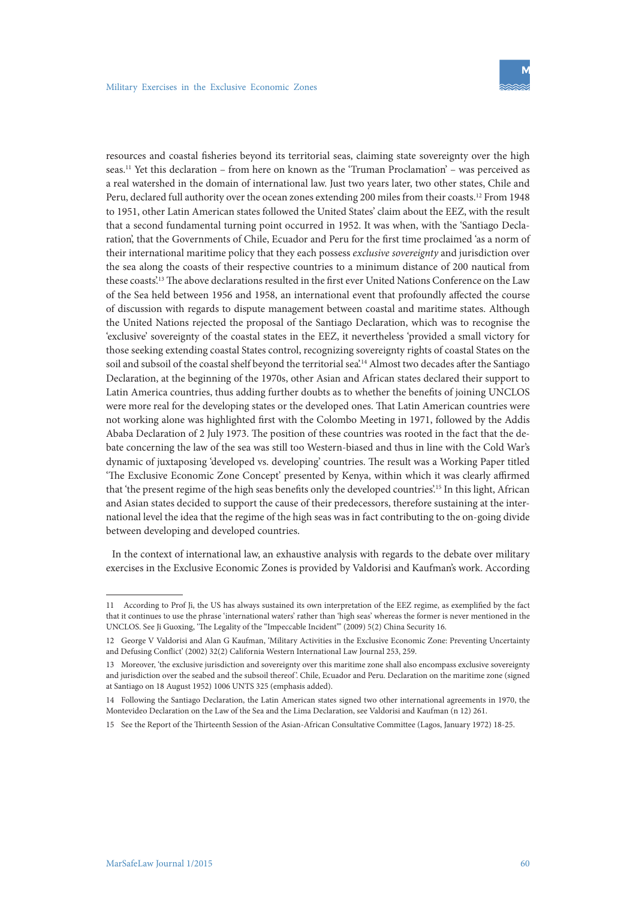resources and coastal fisheries beyond its territorial seas, claiming state sovereignty over the high seas.[11] Yet this declaration – from here on known as the 'Truman Proclamation' – was perceived as a real watershed in the domain of international law. Just two years later, two other states, Chile and Peru, declared full authority over the ocean zones extending 200 miles from their coasts.[12] From 1948 to 1951, other Latin American states followed the United States' claim about the EEZ, with the result that a second fundamental turning point occurred in 1952. It was when, with the 'Santiago Declaration', that the Governments of Chile, Ecuador and Peru for the first time proclaimed 'as a norm of their international maritime policy that they each possess *exclusive sovereignty* and jurisdiction over the sea along the coasts of their respective countries to a minimum distance of 200 nautical from these coasts'.[13] The above declarations resulted in the first ever United Nations Conference on the Law of the Sea held between 1956 and 1958, an international event that profoundly affected the course of discussion with regards to dispute management between coastal and maritime states. Although the United Nations rejected the proposal of the Santiago Declaration, which was to recognise the 'exclusive' sovereignty of the coastal states in the EEZ, it nevertheless 'provided a small victory for those seeking extending coastal States control, recognizing sovereignty rights of coastal States on the soil and subsoil of the coastal shelf beyond the territorial sea'.[14] Almost two decades after the Santiago Declaration, at the beginning of the 1970s, other Asian and African states declared their support to Latin America countries, thus adding further doubts as to whether the benefits of joining UNCLOS were more real for the developing states or the developed ones. That Latin American countries were not working alone was highlighted first with the Colombo Meeting in 1971, followed by the Addis Ababa Declaration of 2 July 1973. The position of these countries was rooted in the fact that the debate concerning the law of the sea was still too Western-biased and thus in line with the Cold War's dynamic of juxtaposing 'developed vs. developing' countries. The result was a Working Paper titled 'The Exclusive Economic Zone Concept' presented by Kenya, within which it was clearly affirmed that 'the present regime of the high seas benefits only the developed countries'.[15] In this light, African and Asian states decided to support the cause of their predecessors, therefore sustaining at the international level the idea that the regime of the high seas was in fact contributing to the on-going divide between developing and developed countries.

In the context of international law, an exhaustive analysis with regards to the debate over military exercises in the Exclusive Economic Zones is provided by Valdorisi and Kaufman's work. According

---

11 According to Prof Ji, the US has always sustained its own interpretation of the EEZ regime, as exemplified by the fact that it continues to use the phrase 'international waters' rather than 'high seas' whereas the former is never mentioned in the UNCLOS. See Ji Guoxing, 'The Legality of the "Impeccable Incident"' (2009) 5(2) China Security 16.

12 George V Valdorisi and Alan G Kaufman, 'Military Activities in the Exclusive Economic Zone: Preventing Uncertainty and Defusing Conflict' (2002) 32(2) California Western International Law Journal 253, 259.

13 Moreover, 'the exclusive jurisdiction and sovereignty over this maritime zone shall also encompass exclusive sovereignty and jurisdiction over the seabed and the subsoil thereof'. Chile, Ecuador and Peru. Declaration on the maritime zone (signed at Santiago on 18 August 1952) 1006 UNTS 325 (emphasis added).

14 Following the Santiago Declaration, the Latin American states signed two other international agreements in 1970, the Montevideo Declaration on the Law of the Sea and the Lima Declaration, see Valdorisi and Kaufman (n 12) 261.

15 See the Report of the Thirteenth Session of the Asian-African Consultative Committee (Lagos, January 1972) 18-25.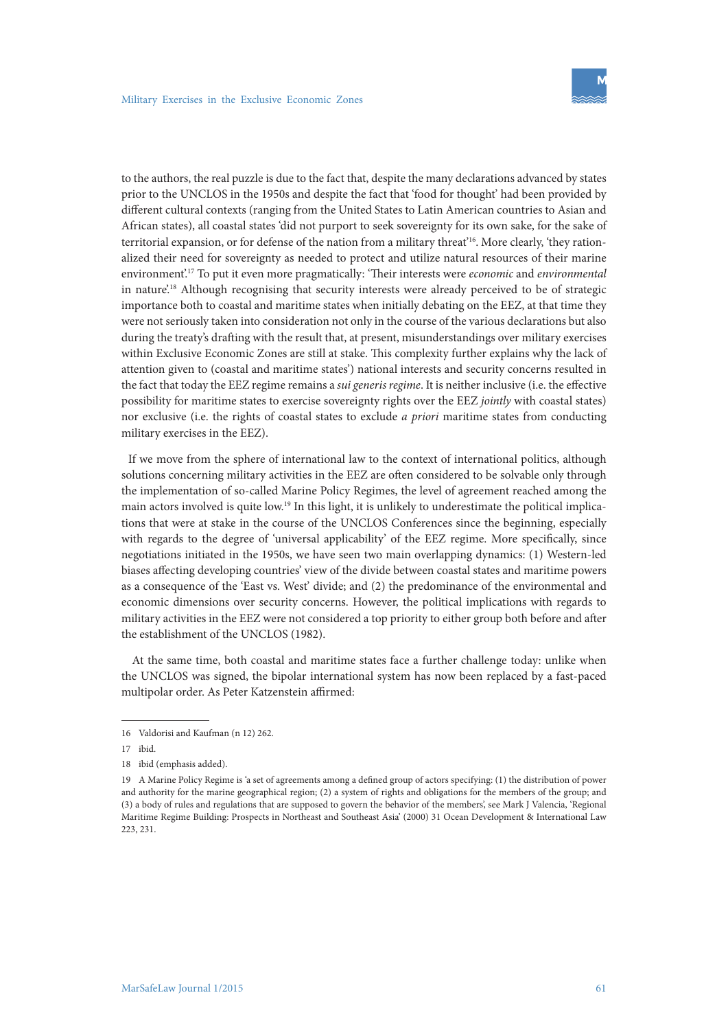to the authors, the real puzzle is due to the fact that, despite the many declarations advanced by states prior to the UNCLOS in the 1950s and despite the fact that 'food for thought' had been provided by different cultural contexts (ranging from the United States to Latin American countries to Asian and African states), all coastal states 'did not purport to seek sovereignty for its own sake, for the sake of territorial expansion, or for defense of the nation from a military threat'[16]. More clearly, 'they rationalized their need for sovereignty as needed to protect and utilize natural resources of their marine environment'.[17] To put it even more pragmatically: 'Their interests were *economic* and *environmental* in nature'.[18] Although recognising that security interests were already perceived to be of strategic importance both to coastal and maritime states when initially debating on the EEZ, at that time they were not seriously taken into consideration not only in the course of the various declarations but also during the treaty's drafting with the result that, at present, misunderstandings over military exercises within Exclusive Economic Zones are still at stake. This complexity further explains why the lack of attention given to (coastal and maritime states') national interests and security concerns resulted in the fact that today the EEZ regime remains a *sui generis regime*. It is neither inclusive (i.e. the effective possibility for maritime states to exercise sovereignty rights over the EEZ *jointly* with coastal states) nor exclusive (i.e. the rights of coastal states to exclude *a priori* maritime states from conducting military exercises in the EEZ).

If we move from the sphere of international law to the context of international politics, although solutions concerning military activities in the EEZ are often considered to be solvable only through the implementation of so-called Marine Policy Regimes, the level of agreement reached among the main actors involved is quite low.[19] In this light, it is unlikely to underestimate the political implications that were at stake in the course of the UNCLOS Conferences since the beginning, especially with regards to the degree of 'universal applicability' of the EEZ regime. More specifically, since negotiations initiated in the 1950s, we have seen two main overlapping dynamics: (1) Western-led biases affecting developing countries' view of the divide between coastal states and maritime powers as a consequence of the 'East vs. West' divide; and (2) the predominance of the environmental and economic dimensions over security concerns. However, the political implications with regards to military activities in the EEZ were not considered a top priority to either group both before and after the establishment of the UNCLOS (1982).

At the same time, both coastal and maritime states face a further challenge today: unlike when the UNCLOS was signed, the bipolar international system has now been replaced by a fast-paced multipolar order. As Peter Katzenstein affirmed:

---

16 Valdorisi and Kaufman (n 12) 262.

17 ibid.

18 ibid (emphasis added).

19 A Marine Policy Regime is 'a set of agreements among a defined group of actors specifying: (1) the distribution of power and authority for the marine geographical region; (2) a system of rights and obligations for the members of the group; and (3) a body of rules and regulations that are supposed to govern the behavior of the members', see Mark J Valencia, 'Regional Maritime Regime Building: Prospects in Northeast and Southeast Asia' (2000) 31 Ocean Development & International Law 223, 231.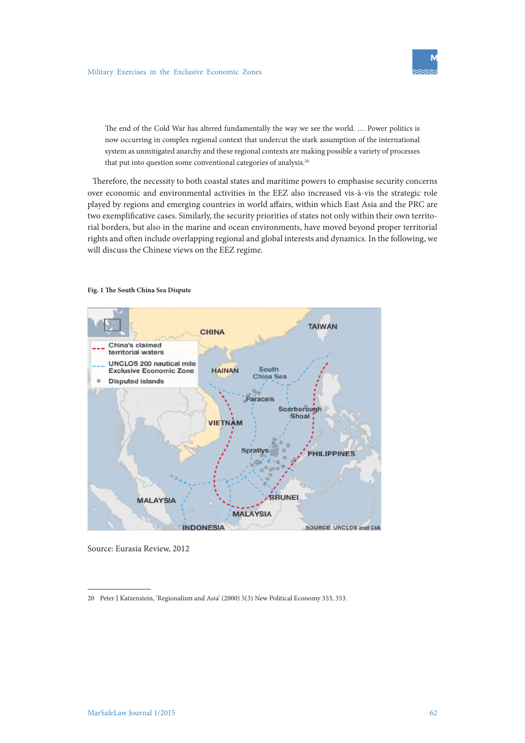> The end of the Cold War has altered fundamentally the way we see the world. … Power politics is now occurring in complex regional context that undercut the stark assumption of the international system as unmitigated anarchy and these regional contexts are making possible a variety of processes that put into question some conventional categories of analysis.[20]

Therefore, the necessity to both coastal states and maritime powers to emphasise security concerns over economic and environmental activities in the EEZ also increased vis-à-vis the strategic role played by regions and emerging countries in world affairs, within which East Asia and the PRC are two exemplificative cases. Similarly, the security priorities of states not only within their own territorial borders, but also in the marine and ocean environments, have moved beyond proper territorial rights and often include overlapping regional and global interests and dynamics. In the following, we will discuss the Chinese views on the EEZ regime.

**Fig. 1 The South China Sea Dispute**

Source: Eurasia Review, 2012

---

20 Peter J Katzenstein, 'Regionalism and Asia' (2000) 5(3) New Political Economy 353, 353.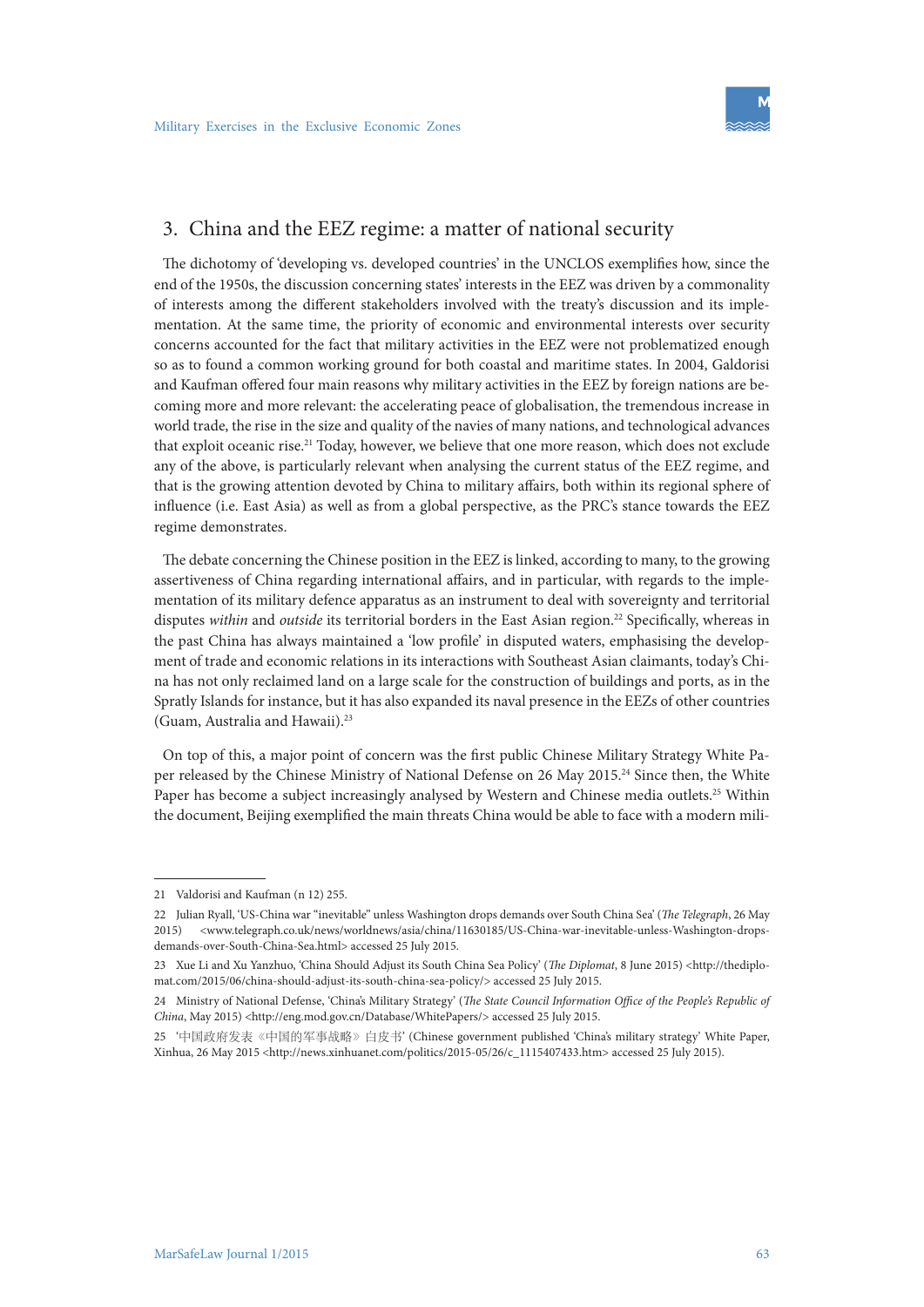## 3. China and the EEZ regime: a matter of national security

The dichotomy of 'developing vs. developed countries' in the UNCLOS exemplifies how, since the end of the 1950s, the discussion concerning states' interests in the EEZ was driven by a commonality of interests among the different stakeholders involved with the treaty's discussion and its implementation. At the same time, the priority of economic and environmental interests over security concerns accounted for the fact that military activities in the EEZ were not problematized enough so as to found a common working ground for both coastal and maritime states. In 2004, Galdorisi and Kaufman offered four main reasons why military activities in the EEZ by foreign nations are becoming more and more relevant: the accelerating peace of globalisation, the tremendous increase in world trade, the rise in the size and quality of the navies of many nations, and technological advances that exploit oceanic rise.[21] Today, however, we believe that one more reason, which does not exclude any of the above, is particularly relevant when analysing the current status of the EEZ regime, and that is the growing attention devoted by China to military affairs, both within its regional sphere of influence (i.e. East Asia) as well as from a global perspective, as the PRC's stance towards the EEZ regime demonstrates.

The debate concerning the Chinese position in the EEZ is linked, according to many, to the growing assertiveness of China regarding international affairs, and in particular, with regards to the implementation of its military defence apparatus as an instrument to deal with sovereignty and territorial disputes *within* and *outside* its territorial borders in the East Asian region.[22] Specifically, whereas in the past China has always maintained a 'low profile' in disputed waters, emphasising the development of trade and economic relations in its interactions with Southeast Asian claimants, today's China has not only reclaimed land on a large scale for the construction of buildings and ports, as in the Spratly Islands for instance, but it has also expanded its naval presence in the EEZs of other countries (Guam, Australia and Hawaii).[23]

On top of this, a major point of concern was the first public Chinese Military Strategy White Paper released by the Chinese Ministry of National Defense on 26 May 2015.[24] Since then, the White Paper has become a subject increasingly analysed by Western and Chinese media outlets.[25] Within the document, Beijing exemplified the main threats China would be able to face with a modern mili-

---

21 Valdorisi and Kaufman (n 12) 255.

22 Julian Ryall, 'US-China war "inevitable" unless Washington drops demands over South China Sea' (*The Telegraph*, 26 May 2015) <www.telegraph.co.uk/news/worldnews/asia/china/11630185/US-China-war-inevitable-unless-Washington-drops-demands-over-South-China-Sea.html> accessed 25 July 2015.

23 Xue Li and Xu Yanzhuo, 'China Should Adjust its South China Sea Policy' (*The Diplomat*, 8 June 2015) <http://thediplomat.com/2015/06/china-should-adjust-its-south-china-sea-policy/> accessed 25 July 2015.

24 Ministry of National Defense, 'China's Military Strategy' (*The State Council Information Office of the People's Republic of China*, May 2015) <http://eng.mod.gov.cn/Database/WhitePapers/> accessed 25 July 2015.

25 '中国政府发表《中国的军事战略》白皮书' (Chinese government published 'China's military strategy' White Paper, Xinhua, 26 May 2015 <http://news.xinhuanet.com/politics/2015-05/26/c_1115407433.htm> accessed 25 July 2015).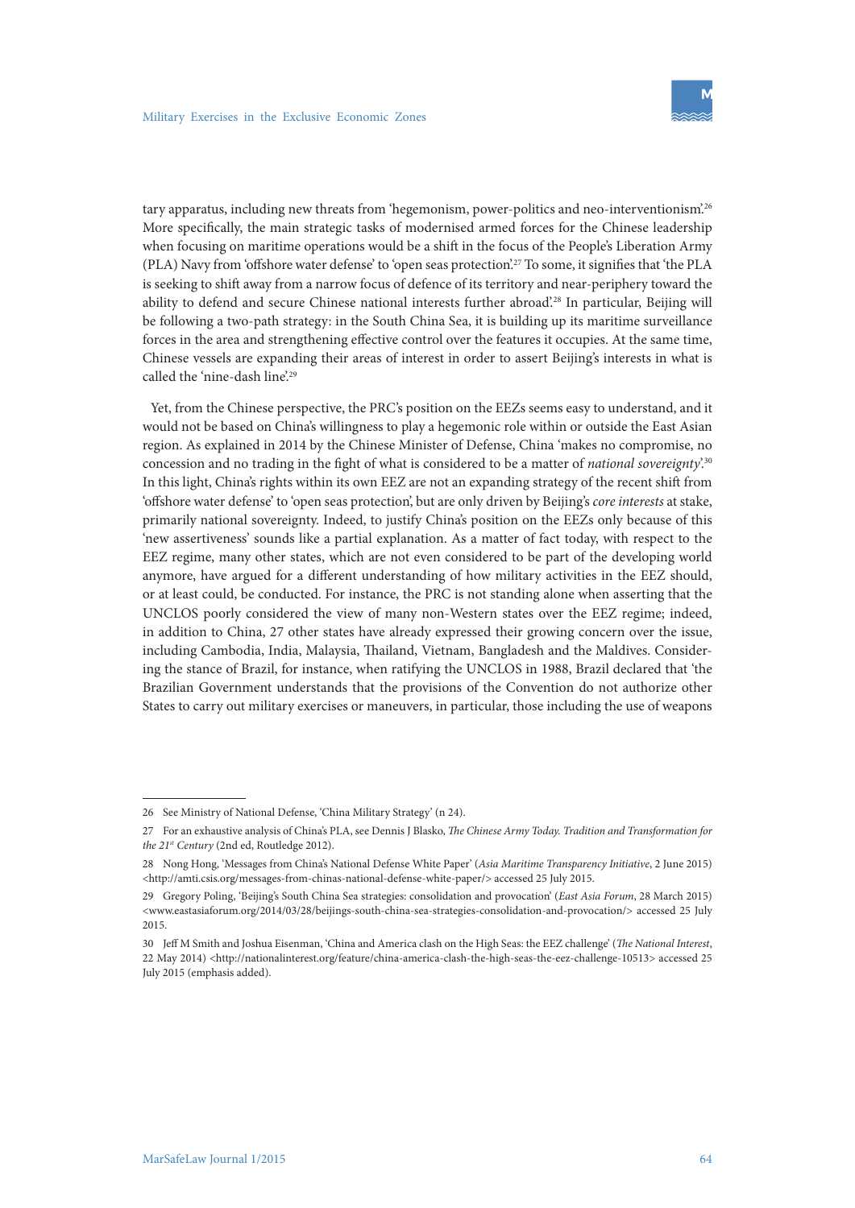tary apparatus, including new threats from 'hegemonism, power-politics and neo-interventionism'.[26] More specifically, the main strategic tasks of modernised armed forces for the Chinese leadership when focusing on maritime operations would be a shift in the focus of the People's Liberation Army (PLA) Navy from 'offshore water defense' to 'open seas protection'.[27] To some, it signifies that 'the PLA is seeking to shift away from a narrow focus of defence of its territory and near-periphery toward the ability to defend and secure Chinese national interests further abroad'.[28] In particular, Beijing will be following a two-path strategy: in the South China Sea, it is building up its maritime surveillance forces in the area and strengthening effective control over the features it occupies. At the same time, Chinese vessels are expanding their areas of interest in order to assert Beijing's interests in what is called the 'nine-dash line'.[29]

Yet, from the Chinese perspective, the PRC's position on the EEZs seems easy to understand, and it would not be based on China's willingness to play a hegemonic role within or outside the East Asian region. As explained in 2014 by the Chinese Minister of Defense, China 'makes no compromise, no concession and no trading in the fight of what is considered to be a matter of *national sovereignty*'.[30] In this light, China's rights within its own EEZ are not an expanding strategy of the recent shift from 'offshore water defense' to 'open seas protection', but are only driven by Beijing's *core interests* at stake, primarily national sovereignty. Indeed, to justify China's position on the EEZs only because of this 'new assertiveness' sounds like a partial explanation. As a matter of fact today, with respect to the EEZ regime, many other states, which are not even considered to be part of the developing world anymore, have argued for a different understanding of how military activities in the EEZ should, or at least could, be conducted. For instance, the PRC is not standing alone when asserting that the UNCLOS poorly considered the view of many non-Western states over the EEZ regime; indeed, in addition to China, 27 other states have already expressed their growing concern over the issue, including Cambodia, India, Malaysia, Thailand, Vietnam, Bangladesh and the Maldives. Considering the stance of Brazil, for instance, when ratifying the UNCLOS in 1988, Brazil declared that 'the Brazilian Government understands that the provisions of the Convention do not authorize other States to carry out military exercises or maneuvers, in particular, those including the use of weapons

---

26 See Ministry of National Defense, 'China Military Strategy' (n 24).

27 For an exhaustive analysis of China's PLA, see Dennis J Blasko, *The Chinese Army Today. Tradition and Transformation for the 21st Century* (2nd ed, Routledge 2012).

28 Nong Hong, 'Messages from China's National Defense White Paper' (*Asia Maritime Transparency Initiative*, 2 June 2015) <http://amti.csis.org/messages-from-chinas-national-defense-white-paper/> accessed 25 July 2015.

29 Gregory Poling, 'Beijing's South China Sea strategies: consolidation and provocation' (*East Asia Forum*, 28 March 2015) <www.eastasiaforum.org/2014/03/28/beijings-south-china-sea-strategies-consolidation-and-provocation/> accessed 25 July 2015.

30 Jeff M Smith and Joshua Eisenman, 'China and America clash on the High Seas: the EEZ challenge' (*The National Interest*, 22 May 2014) <http://nationalinterest.org/feature/china-america-clash-the-high-seas-the-eez-challenge-10513> accessed 25 July 2015 (emphasis added).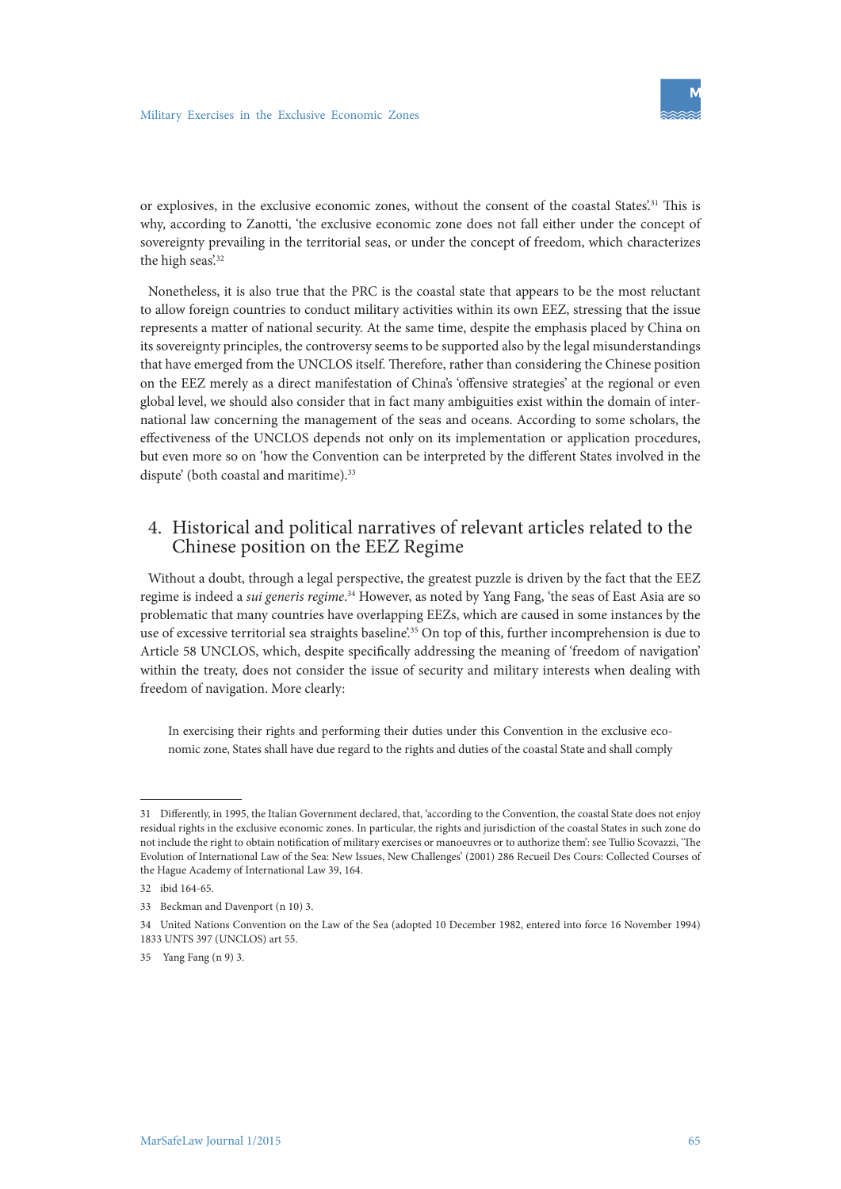or explosives, in the exclusive economic zones, without the consent of the coastal States'.[31] This is why, according to Zanotti, 'the exclusive economic zone does not fall either under the concept of sovereignty prevailing in the territorial seas, or under the concept of freedom, which characterizes the high seas'.[32]

Nonetheless, it is also true that the PRC is the coastal state that appears to be the most reluctant to allow foreign countries to conduct military activities within its own EEZ, stressing that the issue represents a matter of national security. At the same time, despite the emphasis placed by China on its sovereignty principles, the controversy seems to be supported also by the legal misunderstandings that have emerged from the UNCLOS itself. Therefore, rather than considering the Chinese position on the EEZ merely as a direct manifestation of China's 'offensive strategies' at the regional or even global level, we should also consider that in fact many ambiguities exist within the domain of international law concerning the management of the seas and oceans. According to some scholars, the effectiveness of the UNCLOS depends not only on its implementation or application procedures, but even more so on 'how the Convention can be interpreted by the different States involved in the dispute' (both coastal and maritime).[33]

## 4. Historical and political narratives of relevant articles related to the Chinese position on the EEZ Regime

Without a doubt, through a legal perspective, the greatest puzzle is driven by the fact that the EEZ regime is indeed a *sui generis regime*.[34] However, as noted by Yang Fang, 'the seas of East Asia are so problematic that many countries have overlapping EEZs, which are caused in some instances by the use of excessive territorial sea straights baseline'.[35] On top of this, further incomprehension is due to Article 58 UNCLOS, which, despite specifically addressing the meaning of 'freedom of navigation' within the treaty, does not consider the issue of security and military interests when dealing with freedom of navigation. More clearly:

> In exercising their rights and performing their duties under this Convention in the exclusive economic zone, States shall have due regard to the rights and duties of the coastal State and shall comply

---

31 Differently, in 1995, the Italian Government declared, that, 'according to the Convention, the coastal State does not enjoy residual rights in the exclusive economic zones. In particular, the rights and jurisdiction of the coastal States in such zone do not include the right to obtain notification of military exercises or manoeuvres or to authorize them': see Tullio Scovazzi, 'The Evolution of International Law of the Sea: New Issues, New Challenges' (2001) 286 Recueil Des Cours: Collected Courses of the Hague Academy of International Law 39, 164.

32 ibid 164-65.

33 Beckman and Davenport (n 10) 3.

34 United Nations Convention on the Law of the Sea (adopted 10 December 1982, entered into force 16 November 1994) 1833 UNTS 397 (UNCLOS) art 55.

35 Yang Fang (n 9) 3.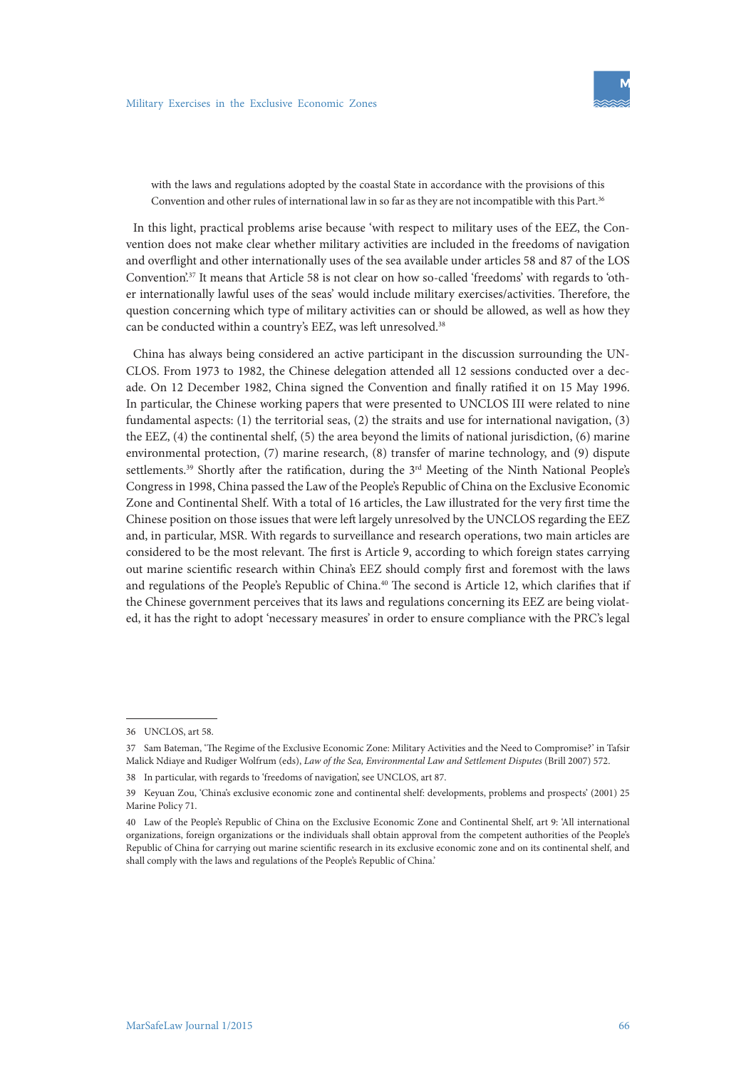> with the laws and regulations adopted by the coastal State in accordance with the provisions of this Convention and other rules of international law in so far as they are not incompatible with this Part.[36]

In this light, practical problems arise because 'with respect to military uses of the EEZ, the Convention does not make clear whether military activities are included in the freedoms of navigation and overflight and other internationally uses of the sea available under articles 58 and 87 of the LOS Convention'.[37] It means that Article 58 is not clear on how so-called 'freedoms' with regards to 'other internationally lawful uses of the seas' would include military exercises/activities. Therefore, the question concerning which type of military activities can or should be allowed, as well as how they can be conducted within a country's EEZ, was left unresolved.[38]

China has always being considered an active participant in the discussion surrounding the UNCLOS. From 1973 to 1982, the Chinese delegation attended all 12 sessions conducted over a decade. On 12 December 1982, China signed the Convention and finally ratified it on 15 May 1996. In particular, the Chinese working papers that were presented to UNCLOS III were related to nine fundamental aspects: (1) the territorial seas, (2) the straits and use for international navigation, (3) the EEZ, (4) the continental shelf, (5) the area beyond the limits of national jurisdiction, (6) marine environmental protection, (7) marine research, (8) transfer of marine technology, and (9) dispute settlements.[39] Shortly after the ratification, during the 3rd Meeting of the Ninth National People's Congress in 1998, China passed the Law of the People's Republic of China on the Exclusive Economic Zone and Continental Shelf. With a total of 16 articles, the Law illustrated for the very first time the Chinese position on those issues that were left largely unresolved by the UNCLOS regarding the EEZ and, in particular, MSR. With regards to surveillance and research operations, two main articles are considered to be the most relevant. The first is Article 9, according to which foreign states carrying out marine scientific research within China's EEZ should comply first and foremost with the laws and regulations of the People's Republic of China.[40] The second is Article 12, which clarifies that if the Chinese government perceives that its laws and regulations concerning its EEZ are being violated, it has the right to adopt 'necessary measures' in order to ensure compliance with the PRC's legal

---

36 UNCLOS, art 58.

37 Sam Bateman, 'The Regime of the Exclusive Economic Zone: Military Activities and the Need to Compromise?' in Tafsir Malick Ndiaye and Rudiger Wolfrum (eds), *Law of the Sea, Environmental Law and Settlement Disputes* (Brill 2007) 572.

38 In particular, with regards to 'freedoms of navigation', see UNCLOS, art 87.

39 Keyuan Zou, 'China's exclusive economic zone and continental shelf: developments, problems and prospects' (2001) 25 Marine Policy 71.

40 Law of the People's Republic of China on the Exclusive Economic Zone and Continental Shelf, art 9: 'All international organizations, foreign organizations or the individuals shall obtain approval from the competent authorities of the People's Republic of China for carrying out marine scientific research in its exclusive economic zone and on its continental shelf, and shall comply with the laws and regulations of the People's Republic of China.'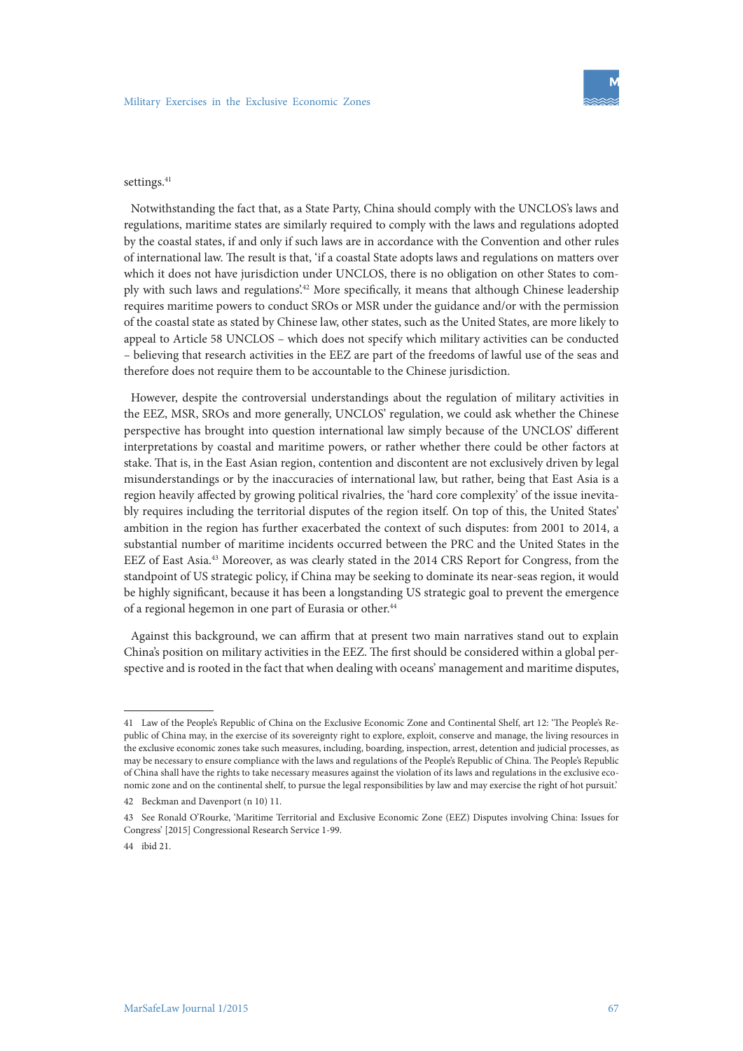settings.[41]

Notwithstanding the fact that, as a State Party, China should comply with the UNCLOS's laws and regulations, maritime states are similarly required to comply with the laws and regulations adopted by the coastal states, if and only if such laws are in accordance with the Convention and other rules of international law. The result is that, 'if a coastal State adopts laws and regulations on matters over which it does not have jurisdiction under UNCLOS, there is no obligation on other States to comply with such laws and regulations'.[42] More specifically, it means that although Chinese leadership requires maritime powers to conduct SROs or MSR under the guidance and/or with the permission of the coastal state as stated by Chinese law, other states, such as the United States, are more likely to appeal to Article 58 UNCLOS – which does not specify which military activities can be conducted – believing that research activities in the EEZ are part of the freedoms of lawful use of the seas and therefore does not require them to be accountable to the Chinese jurisdiction.

However, despite the controversial understandings about the regulation of military activities in the EEZ, MSR, SROs and more generally, UNCLOS' regulation, we could ask whether the Chinese perspective has brought into question international law simply because of the UNCLOS' different interpretations by coastal and maritime powers, or rather whether there could be other factors at stake. That is, in the East Asian region, contention and discontent are not exclusively driven by legal misunderstandings or by the inaccuracies of international law, but rather, being that East Asia is a region heavily affected by growing political rivalries, the 'hard core complexity' of the issue inevitably requires including the territorial disputes of the region itself. On top of this, the United States' ambition in the region has further exacerbated the context of such disputes: from 2001 to 2014, a substantial number of maritime incidents occurred between the PRC and the United States in the EEZ of East Asia.[43] Moreover, as was clearly stated in the 2014 CRS Report for Congress, from the standpoint of US strategic policy, if China may be seeking to dominate its near-seas region, it would be highly significant, because it has been a longstanding US strategic goal to prevent the emergence of a regional hegemon in one part of Eurasia or other.[44]

Against this background, we can affirm that at present two main narratives stand out to explain China's position on military activities in the EEZ. The first should be considered within a global perspective and is rooted in the fact that when dealing with oceans' management and maritime disputes,

---

41 Law of the People's Republic of China on the Exclusive Economic Zone and Continental Shelf, art 12: 'The People's Republic of China may, in the exercise of its sovereignty right to explore, exploit, conserve and manage, the living resources in the exclusive economic zones take such measures, including, boarding, inspection, arrest, detention and judicial processes, as may be necessary to ensure compliance with the laws and regulations of the People's Republic of China. The People's Republic of China shall have the rights to take necessary measures against the violation of its laws and regulations in the exclusive economic zone and on the continental shelf, to pursue the legal responsibilities by law and may exercise the right of hot pursuit.'

42 Beckman and Davenport (n 10) 11.

43 See Ronald O'Rourke, 'Maritime Territorial and Exclusive Economic Zone (EEZ) Disputes involving China: Issues for Congress' [2015] Congressional Research Service 1-99.

44 ibid 21.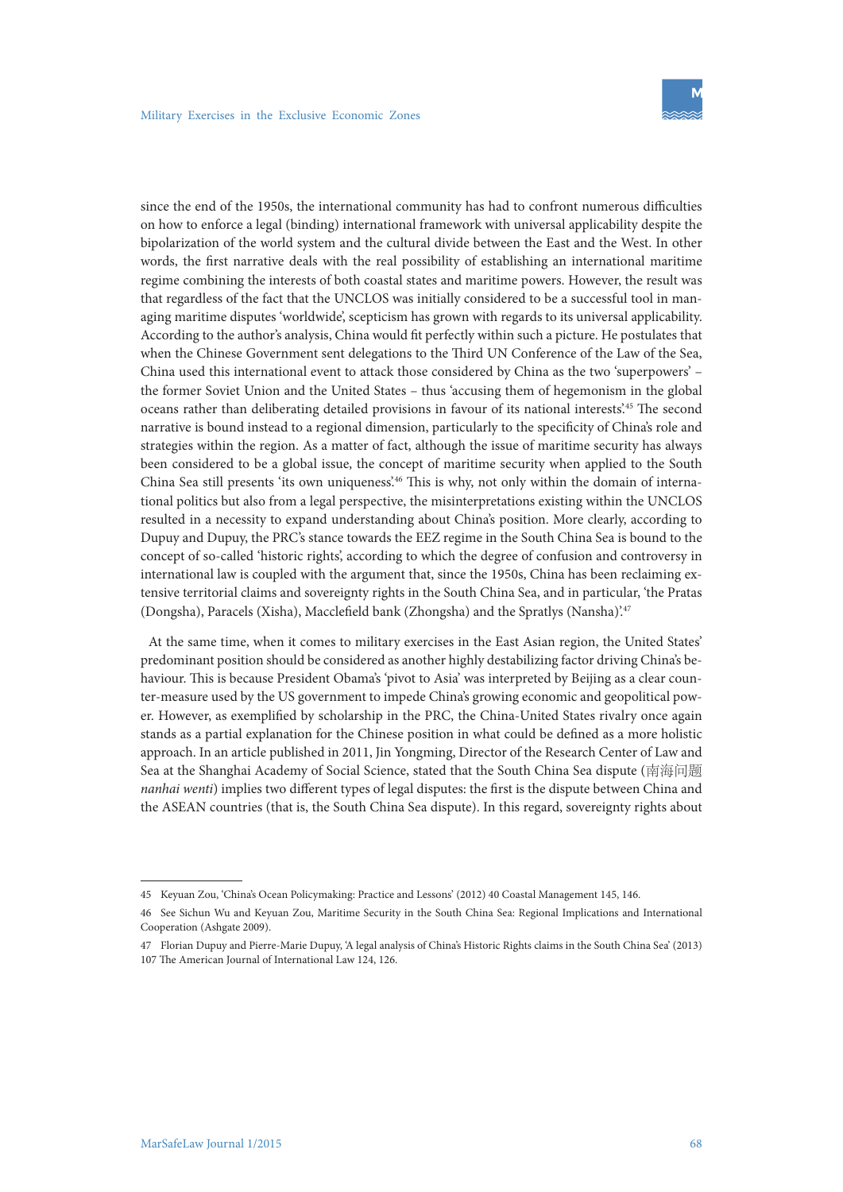since the end of the 1950s, the international community has had to confront numerous difficulties on how to enforce a legal (binding) international framework with universal applicability despite the bipolarization of the world system and the cultural divide between the East and the West. In other words, the first narrative deals with the real possibility of establishing an international maritime regime combining the interests of both coastal states and maritime powers. However, the result was that regardless of the fact that the UNCLOS was initially considered to be a successful tool in managing maritime disputes 'worldwide', scepticism has grown with regards to its universal applicability. According to the author's analysis, China would fit perfectly within such a picture. He postulates that when the Chinese Government sent delegations to the Third UN Conference of the Law of the Sea, China used this international event to attack those considered by China as the two 'superpowers' – the former Soviet Union and the United States – thus 'accusing them of hegemonism in the global oceans rather than deliberating detailed provisions in favour of its national interests'.[45] The second narrative is bound instead to a regional dimension, particularly to the specificity of China's role and strategies within the region. As a matter of fact, although the issue of maritime security has always been considered to be a global issue, the concept of maritime security when applied to the South China Sea still presents 'its own uniqueness'.[46] This is why, not only within the domain of international politics but also from a legal perspective, the misinterpretations existing within the UNCLOS resulted in a necessity to expand understanding about China's position. More clearly, according to Dupuy and Dupuy, the PRC's stance towards the EEZ regime in the South China Sea is bound to the concept of so-called 'historic rights', according to which the degree of confusion and controversy in international law is coupled with the argument that, since the 1950s, China has been reclaiming extensive territorial claims and sovereignty rights in the South China Sea, and in particular, 'the Pratas (Dongsha), Paracels (Xisha), Macclefield bank (Zhongsha) and the Spratlys (Nansha)'.[47]

At the same time, when it comes to military exercises in the East Asian region, the United States' predominant position should be considered as another highly destabilizing factor driving China's behaviour. This is because President Obama's 'pivot to Asia' was interpreted by Beijing as a clear counter-measure used by the US government to impede China's growing economic and geopolitical power. However, as exemplified by scholarship in the PRC, the China-United States rivalry once again stands as a partial explanation for the Chinese position in what could be defined as a more holistic approach. In an article published in 2011, Jin Yongming, Director of the Research Center of Law and Sea at the Shanghai Academy of Social Science, stated that the South China Sea dispute (南海问题 *nanhai wenti*) implies two different types of legal disputes: the first is the dispute between China and the ASEAN countries (that is, the South China Sea dispute). In this regard, sovereignty rights about

---

45 Keyuan Zou, 'China's Ocean Policymaking: Practice and Lessons' (2012) 40 Coastal Management 145, 146.

46 See Sichun Wu and Keyuan Zou, Maritime Security in the South China Sea: Regional Implications and International Cooperation (Ashgate 2009).

47 Florian Dupuy and Pierre-Marie Dupuy, 'A legal analysis of China's Historic Rights claims in the South China Sea' (2013) 107 The American Journal of International Law 124, 126.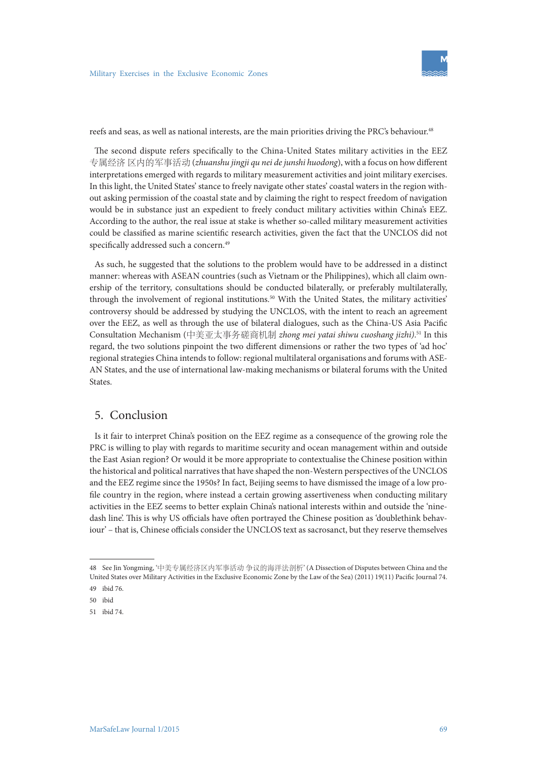reefs and seas, as well as national interests, are the main priorities driving the PRC's behaviour.[48]

The second dispute refers specifically to the China-United States military activities in the EEZ 专属经济 区内的军事活动 (*zhuanshu jingji qu nei de junshi huodong*), with a focus on how different interpretations emerged with regards to military measurement activities and joint military exercises. In this light, the United States' stance to freely navigate other states' coastal waters in the region without asking permission of the coastal state and by claiming the right to respect freedom of navigation would be in substance just an expedient to freely conduct military activities within China's EEZ. According to the author, the real issue at stake is whether so-called military measurement activities could be classified as marine scientific research activities, given the fact that the UNCLOS did not specifically addressed such a concern.[49]

As such, he suggested that the solutions to the problem would have to be addressed in a distinct manner: whereas with ASEAN countries (such as Vietnam or the Philippines), which all claim ownership of the territory, consultations should be conducted bilaterally, or preferably multilaterally, through the involvement of regional institutions.[50] With the United States, the military activities' controversy should be addressed by studying the UNCLOS, with the intent to reach an agreement over the EEZ, as well as through the use of bilateral dialogues, such as the China-US Asia Pacific Consultation Mechanism (中美亚太事务磋商机制 *zhong mei yatai shiwu cuoshang jizhi)*.[51] In this regard, the two solutions pinpoint the two different dimensions or rather the two types of 'ad hoc' regional strategies China intends to follow: regional multilateral organisations and forums with ASEAN States, and the use of international law-making mechanisms or bilateral forums with the United States.

## 5. Conclusion

Is it fair to interpret China's position on the EEZ regime as a consequence of the growing role the PRC is willing to play with regards to maritime security and ocean management within and outside the East Asian region? Or would it be more appropriate to contextualise the Chinese position within the historical and political narratives that have shaped the non-Western perspectives of the UNCLOS and the EEZ regime since the 1950s? In fact, Beijing seems to have dismissed the image of a low profile country in the region, where instead a certain growing assertiveness when conducting military activities in the EEZ seems to better explain China's national interests within and outside the 'nine-dash line'. This is why US officials have often portrayed the Chinese position as 'doublethink behaviour' – that is, Chinese officials consider the UNCLOS text as sacrosanct, but they reserve themselves

---

48 See Jin Yongming, '中美专属经济区内军事活动 争议的海洋法剖析' (A Dissection of Disputes between China and the United States over Military Activities in the Exclusive Economic Zone by the Law of the Sea) (2011) 19(11) Pacific Journal 74.

49 ibid 76.

50 ibid

51 ibid 74.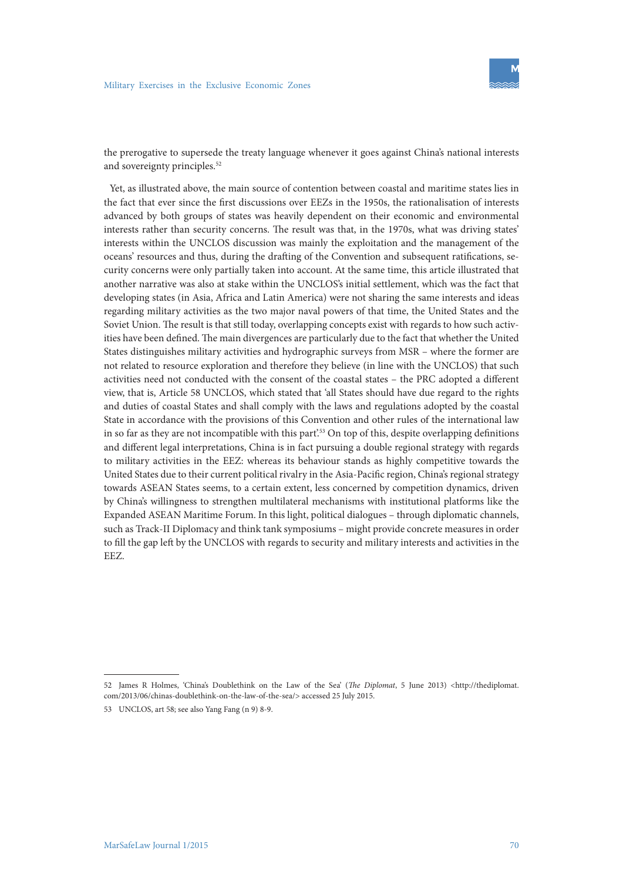the prerogative to supersede the treaty language whenever it goes against China's national interests and sovereignty principles.[52]

Yet, as illustrated above, the main source of contention between coastal and maritime states lies in the fact that ever since the first discussions over EEZs in the 1950s, the rationalisation of interests advanced by both groups of states was heavily dependent on their economic and environmental interests rather than security concerns. The result was that, in the 1970s, what was driving states' interests within the UNCLOS discussion was mainly the exploitation and the management of the oceans' resources and thus, during the drafting of the Convention and subsequent ratifications, security concerns were only partially taken into account. At the same time, this article illustrated that another narrative was also at stake within the UNCLOS's initial settlement, which was the fact that developing states (in Asia, Africa and Latin America) were not sharing the same interests and ideas regarding military activities as the two major naval powers of that time, the United States and the Soviet Union. The result is that still today, overlapping concepts exist with regards to how such activities have been defined. The main divergences are particularly due to the fact that whether the United States distinguishes military activities and hydrographic surveys from MSR – where the former are not related to resource exploration and therefore they believe (in line with the UNCLOS) that such activities need not conducted with the consent of the coastal states – the PRC adopted a different view, that is, Article 58 UNCLOS, which stated that 'all States should have due regard to the rights and duties of coastal States and shall comply with the laws and regulations adopted by the coastal State in accordance with the provisions of this Convention and other rules of the international law in so far as they are not incompatible with this part'.[53] On top of this, despite overlapping definitions and different legal interpretations, China is in fact pursuing a double regional strategy with regards to military activities in the EEZ: whereas its behaviour stands as highly competitive towards the United States due to their current political rivalry in the Asia-Pacific region, China's regional strategy towards ASEAN States seems, to a certain extent, less concerned by competition dynamics, driven by China's willingness to strengthen multilateral mechanisms with institutional platforms like the Expanded ASEAN Maritime Forum. In this light, political dialogues – through diplomatic channels, such as Track-II Diplomacy and think tank symposiums – might provide concrete measures in order to fill the gap left by the UNCLOS with regards to security and military interests and activities in the EEZ.

---

52 James R Holmes, 'China's Doublethink on the Law of the Sea' (*The Diplomat*, 5 June 2013) <http://thediplomat.com/2013/06/chinas-doublethink-on-the-law-of-the-sea/> accessed 25 July 2015.

53 UNCLOS, art 58; see also Yang Fang (n 9) 8-9.